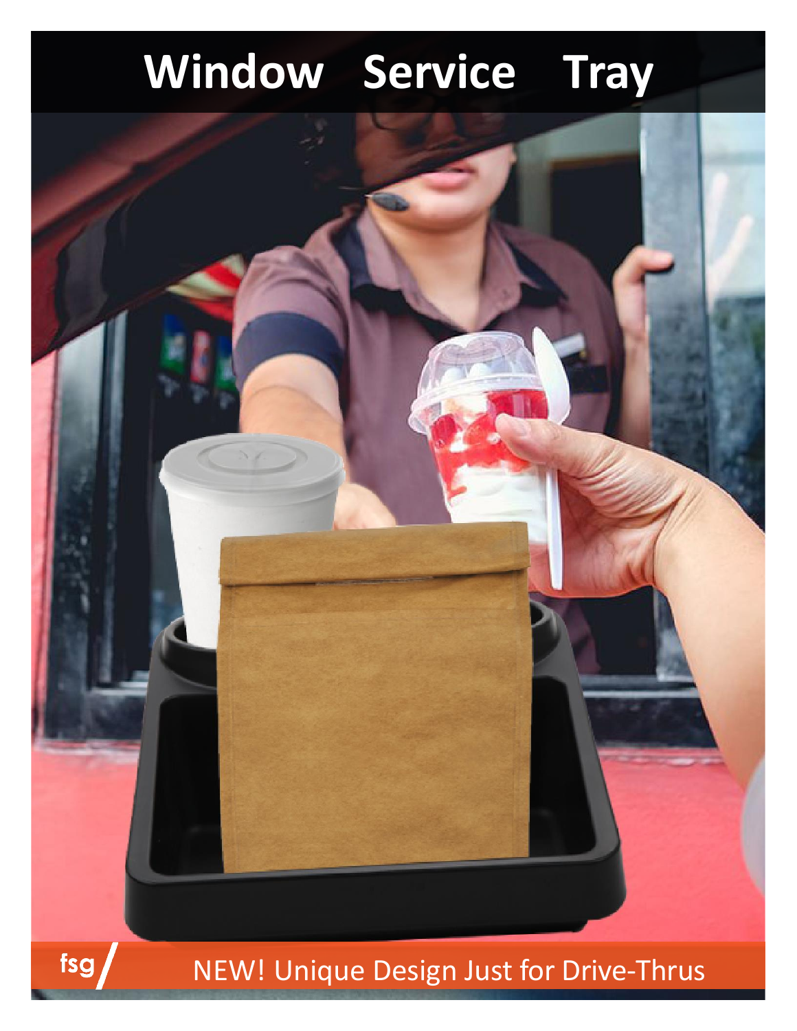# Window Service Tray

fsg

NEW! Unique Design Just for Drive-Thrus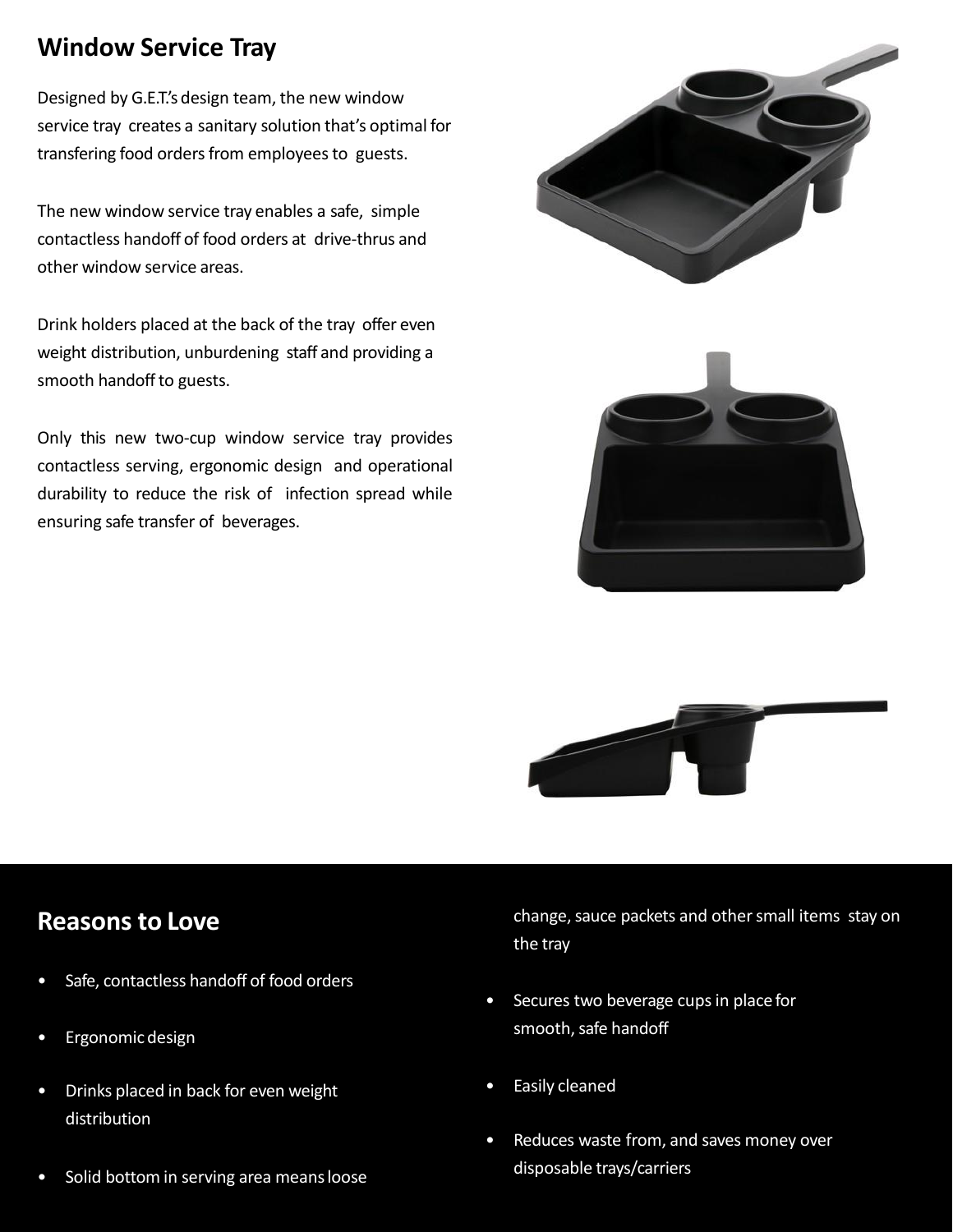## Window Service Tray

Designed by G.E.T.'s design team, the new window service tray creates a sanitary solution that's optimal for transfering food orders from employees to guests.

The new window service tray enables a safe, simple contactless handoff of food orders at drive-thrus and other window service areas.

Drink holders placed at the back of the tray offer even weight distribution, unburdening staff and providing a smooth handoff to guests.

Only this new two-cup window service tray provides contactless serving, ergonomic design and operational durability to reduce the risk of infection spread while ensuring safe transfer of beverages.

## Reasons to Love

- Safe, contactless handoff of food orders
- Ergonomic design
- Drinks placed in back for even weight distribution
- Solid bottom in serving area means loose change, sauce packets and other small items stay on the tray
- Secures two beverage cups in place for smooth, safe handoff
- Easily cleaned
- Reduces waste from, and saves money over disposable trays/carriers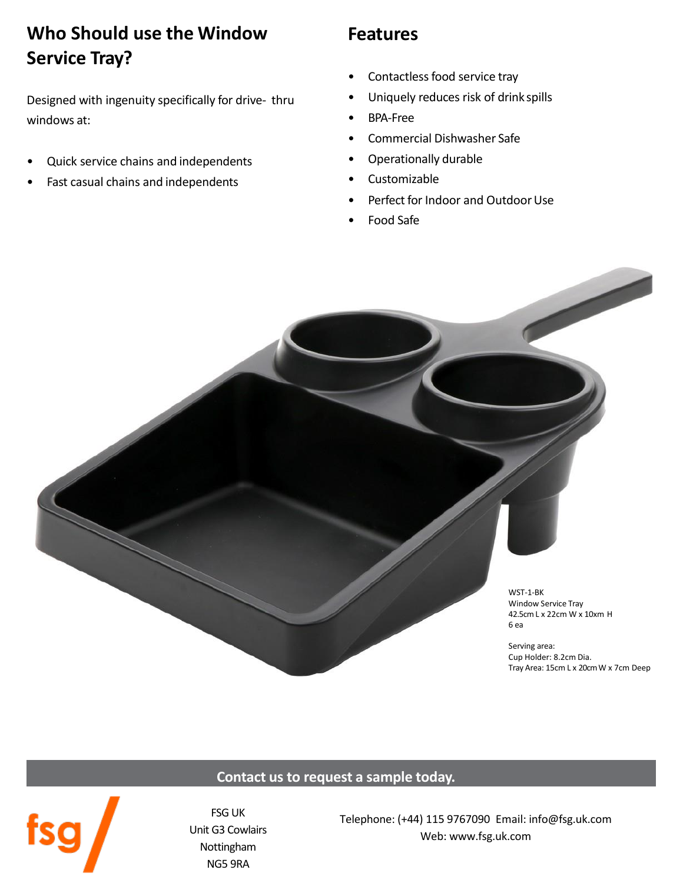## Who Should use the Window Service Tray?

Designed with ingenuity specifically for drive- thru windows at:

- Quick service chains and independents
- Fast casual chains and independents

## Features

- Contactless food service tray
- Uniquely reduces risk of drink spills
- BPA-Free
- Commercial Dishwasher Safe
- Operationally durable
- Customizable
- Perfect for Indoor and Outdoor Use
- Food Safe

WST-1-BK
Window Service Tray
42.5cm L x 22cm W x 10xm H
6 ea

Serving area:
Cup Holder: 8.2cm Dia.
Tray Area: 15cm L x 20cm W x 7cm Deep

**Contact us to request a sample today.**

FSG UK
Unit G3 Cowlairs
Nottingham
NG5 9RA

Telephone: (+44) 115 9767090 Email: info@fsg.uk.com
Web: www.fsg.uk.com